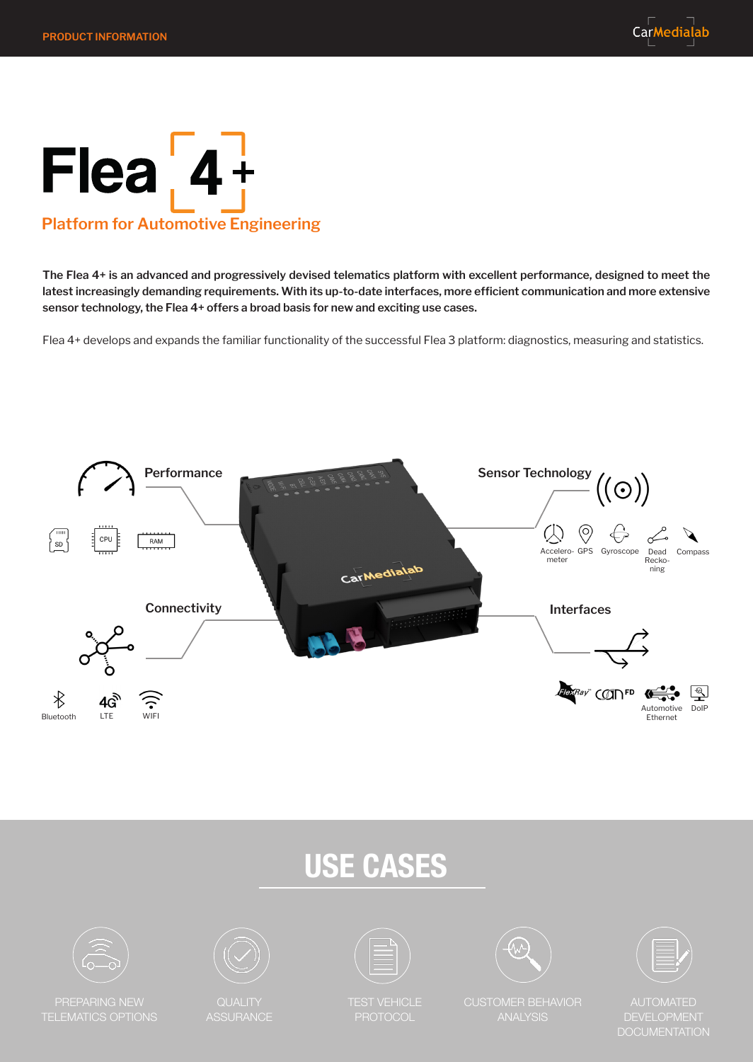# Flea 4+

## Platform for Automotive Engineering

**The Flea 4+ is an advanced and progressively devised telematics platform with excellent performance, designed to meet the latest increasingly demanding requirements. With its up-to-date interfaces, more efficient communication and more extensive sensor technology, the Flea 4+ offers a broad basis for new and exciting use cases.**

Flea 4+ develops and expands the familiar functionality of the successful Flea 3 platform: diagnostics, measuring and statistics.

### Performance

SD, CPU, RAM

### Connectivity

Bluetooth, LTE, WIFI

### Sensor Technology

Accelerometer, GPS, Gyroscope, Dead Reckoning, Compass

### Interfaces

FlexRay, CAN FD, Automotive Ethernet, DoIP

## USE CASES

- PREPARING NEW TELEMATICS OPTIONS
- QUALITY ASSURANCE
- TEST VEHICLE PROTOCOL
- CUSTOMER BEHAVIOR ANALYSIS
- AUTOMATED DEVELOPMENT DOCUMENTATION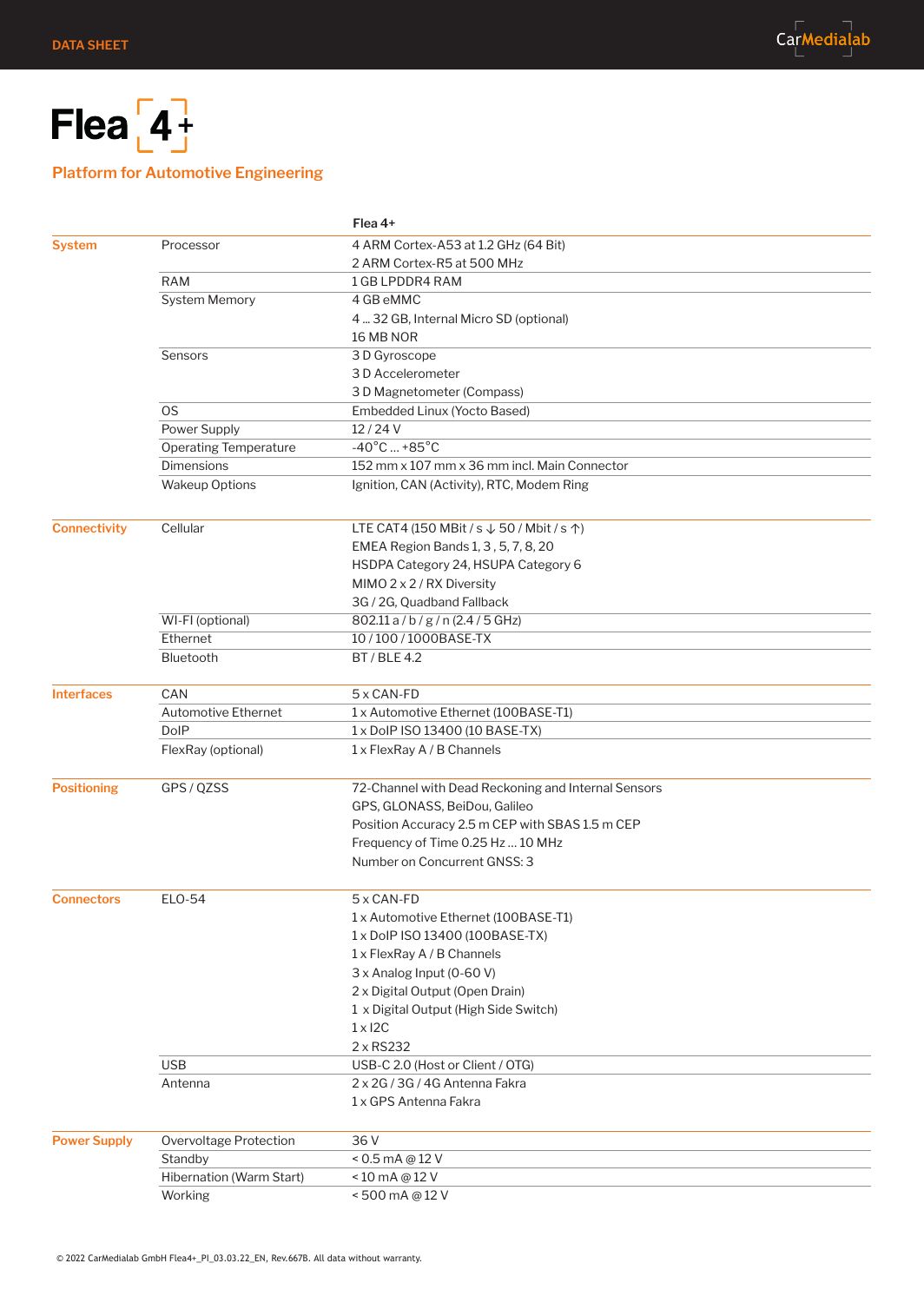DATA SHEET

# Flea 4+

## Platform for Automotive Engineering

| | | Flea 4+ |
|---|---|---|
| **System** | Processor | 4 ARM Cortex-A53 at 1.2 GHz (64 Bit) |
| | | 2 ARM Cortex-R5 at 500 MHz |
| | RAM | 1 GB LPDDR4 RAM |
| | System Memory | 4 GB eMMC |
| | | 4 ... 32 GB, Internal Micro SD (optional) |
| | | 16 MB NOR |
| | Sensors | 3 D Gyroscope |
| | | 3 D Accelerometer |
| | | 3 D Magnetometer (Compass) |
| | OS | Embedded Linux (Yocto Based) |
| | Power Supply | 12 / 24 V |
| | Operating Temperature | -40°C ... +85°C |
| | Dimensions | 152 mm x 107 mm x 36 mm incl. Main Connector |
| | Wakeup Options | Ignition, CAN (Activity), RTC, Modem Ring |
| **Connectivity** | Cellular | LTE CAT4 (150 MBit / s ↓ 50 / Mbit / s ↑) |
| | | EMEA Region Bands 1, 3 , 5, 7, 8, 20 |
| | | HSDPA Category 24, HSUPA Category 6 |
| | | MIMO 2 x 2 / RX Diversity |
| | | 3G / 2G, Quadband Fallback |
| | WI-FI (optional) | 802.11 a / b / g / n (2.4 / 5 GHz) |
| | Ethernet | 10 / 100 / 1000BASE-TX |
| | Bluetooth | BT / BLE 4.2 |
| **Interfaces** | CAN | 5 x CAN-FD |
| | Automotive Ethernet | 1 x Automotive Ethernet (100BASE-T1) |
| | DoIP | 1 x DoIP ISO 13400 (10 BASE-TX) |
| | FlexRay (optional) | 1 x FlexRay A / B Channels |
| **Positioning** | GPS / QZSS | 72-Channel with Dead Reckoning and Internal Sensors |
| | | GPS, GLONASS, BeiDou, Galileo |
| | | Position Accuracy 2.5 m CEP with SBAS 1.5 m CEP |
| | | Frequency of Time 0.25 Hz ... 10 MHz |
| | | Number on Concurrent GNSS: 3 |
| **Connectors** | ELO-54 | 5 x CAN-FD |
| | | 1 x Automotive Ethernet (100BASE-T1) |
| | | 1 x DoIP ISO 13400 (100BASE-TX) |
| | | 1 x FlexRay A / B Channels |
| | | 3 x Analog Input (0-60 V) |
| | | 2 x Digital Output (Open Drain) |
| | | 1 x Digital Output (High Side Switch) |
| | | 1 x I2C |
| | | 2 x RS232 |
| | USB | USB-C 2.0 (Host or Client / OTG) |
| | Antenna | 2 x 2G / 3G / 4G Antenna Fakra |
| | | 1 x GPS Antenna Fakra |
| **Power Supply** | Overvoltage Protection | 36 V |
| | Standby | < 0.5 mA @ 12 V |
| | Hibernation (Warm Start) | < 10 mA @ 12 V |
| | Working | < 500 mA @ 12 V |

© 2022 CarMedialab GmbH Flea4+_PI_03.03.22_EN, Rev.667B. All data without warranty.